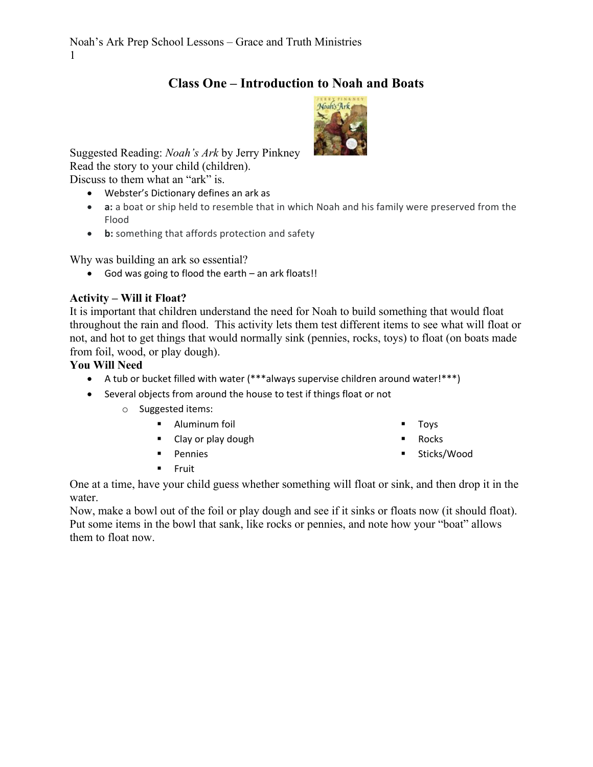# Class One – Introduction to Noah and Boats

Suggested Reading: *Noah's Ark* by Jerry Pinkney
Read the story to your child (children).
Discuss to them what an "ark" is.

- Webster's Dictionary defines an ark as
- **a:** a boat or ship held to resemble that in which Noah and his family were preserved from the Flood
- **b:** something that affords protection and safety

Why was building an ark so essential?

- God was going to flood the earth – an ark floats!!

**Activity – Will it Float?**

It is important that children understand the need for Noah to build something that would float throughout the rain and flood. This activity lets them test different items to see what will float or not, and hot to get things that would normally sink (pennies, rocks, toys) to float (on boats made from foil, wood, or play dough).

**You Will Need**

- A tub or bucket filled with water (***always supervise children around water!***)
- Several objects from around the house to test if things float or not
  - Suggested items:
    - Aluminum foil
    - Clay or play dough
    - Pennies
    - Fruit
    - Toys
    - Rocks
    - Sticks/Wood

One at a time, have your child guess whether something will float or sink, and then drop it in the water.
Now, make a bowl out of the foil or play dough and see if it sinks or floats now (it should float). Put some items in the bowl that sank, like rocks or pennies, and note how your "boat" allows them to float now.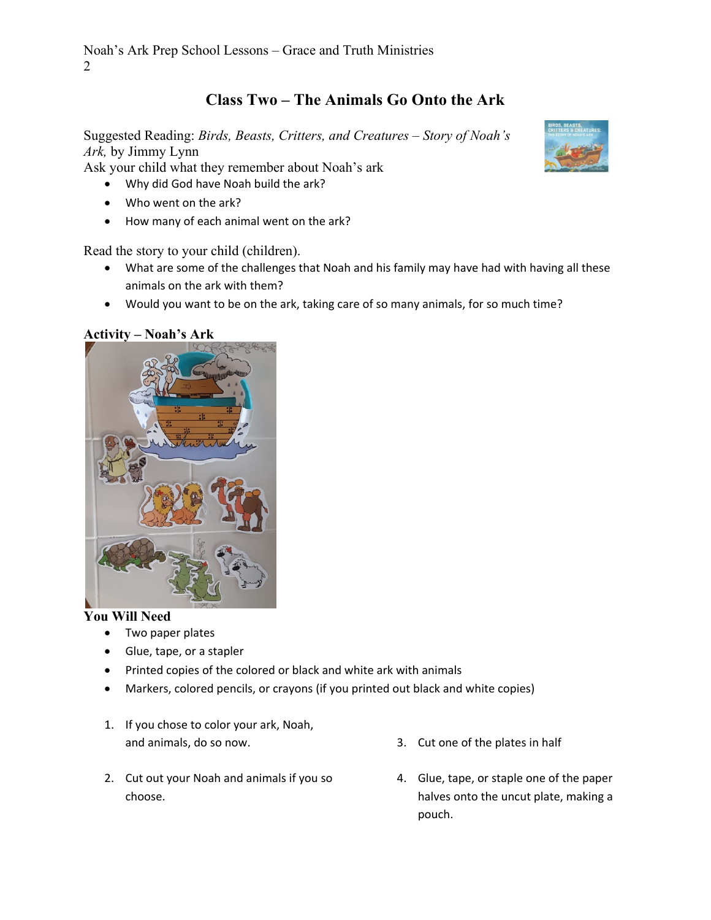## Class Two – The Animals Go Onto the Ark

Suggested Reading: *Birds, Beasts, Critters, and Creatures – Story of Noah's Ark,* by Jimmy Lynn

Ask your child what they remember about Noah's ark

- Why did God have Noah build the ark?
- Who went on the ark?
- How many of each animal went on the ark?

Read the story to your child (children).

- What are some of the challenges that Noah and his family may have had with having all these animals on the ark with them?
- Would you want to be on the ark, taking care of so many animals, for so much time?

### Activity – Noah's Ark

### You Will Need

- Two paper plates
- Glue, tape, or a stapler
- Printed copies of the colored or black and white ark with animals
- Markers, colored pencils, or crayons (if you printed out black and white copies)

1. If you chose to color your ark, Noah, and animals, do so now.
2. Cut out your Noah and animals if you so choose.
3. Cut one of the plates in half
4. Glue, tape, or staple one of the paper halves onto the uncut plate, making a pouch.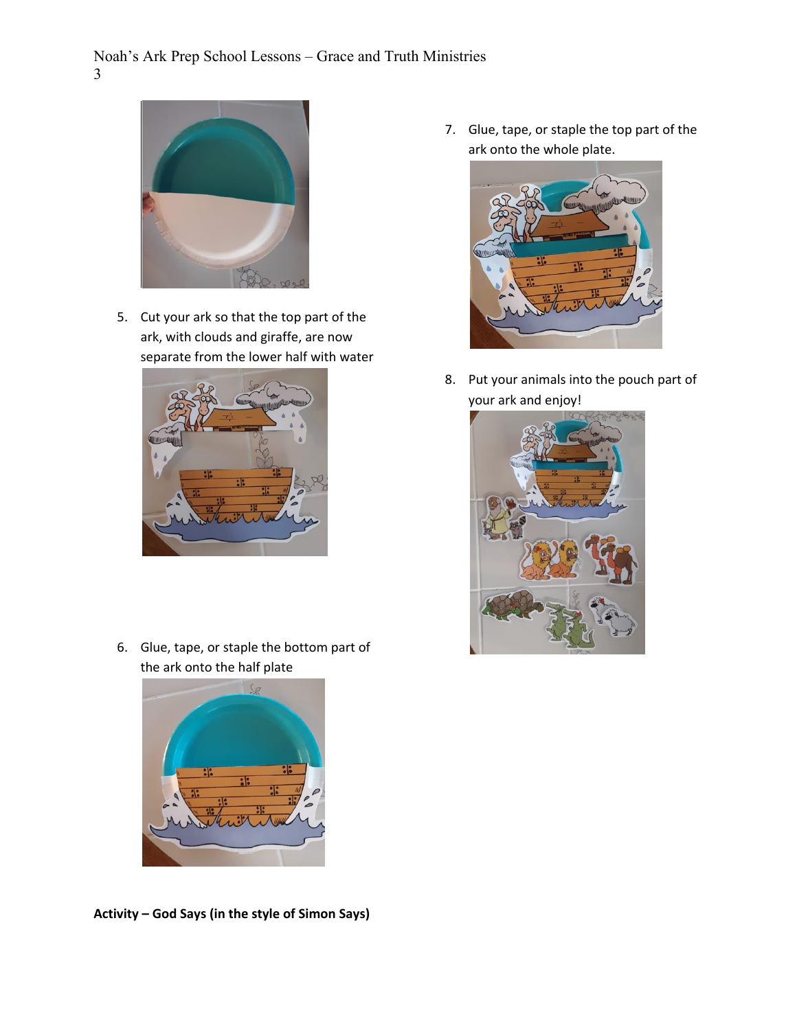5. Cut your ark so that the top part of the ark, with clouds and giraffe, are now separate from the lower half with water

6. Glue, tape, or staple the bottom part of the ark onto the half plate

7. Glue, tape, or staple the top part of the ark onto the whole plate.

8. Put your animals into the pouch part of your ark and enjoy!

**Activity – God Says (in the style of Simon Says)**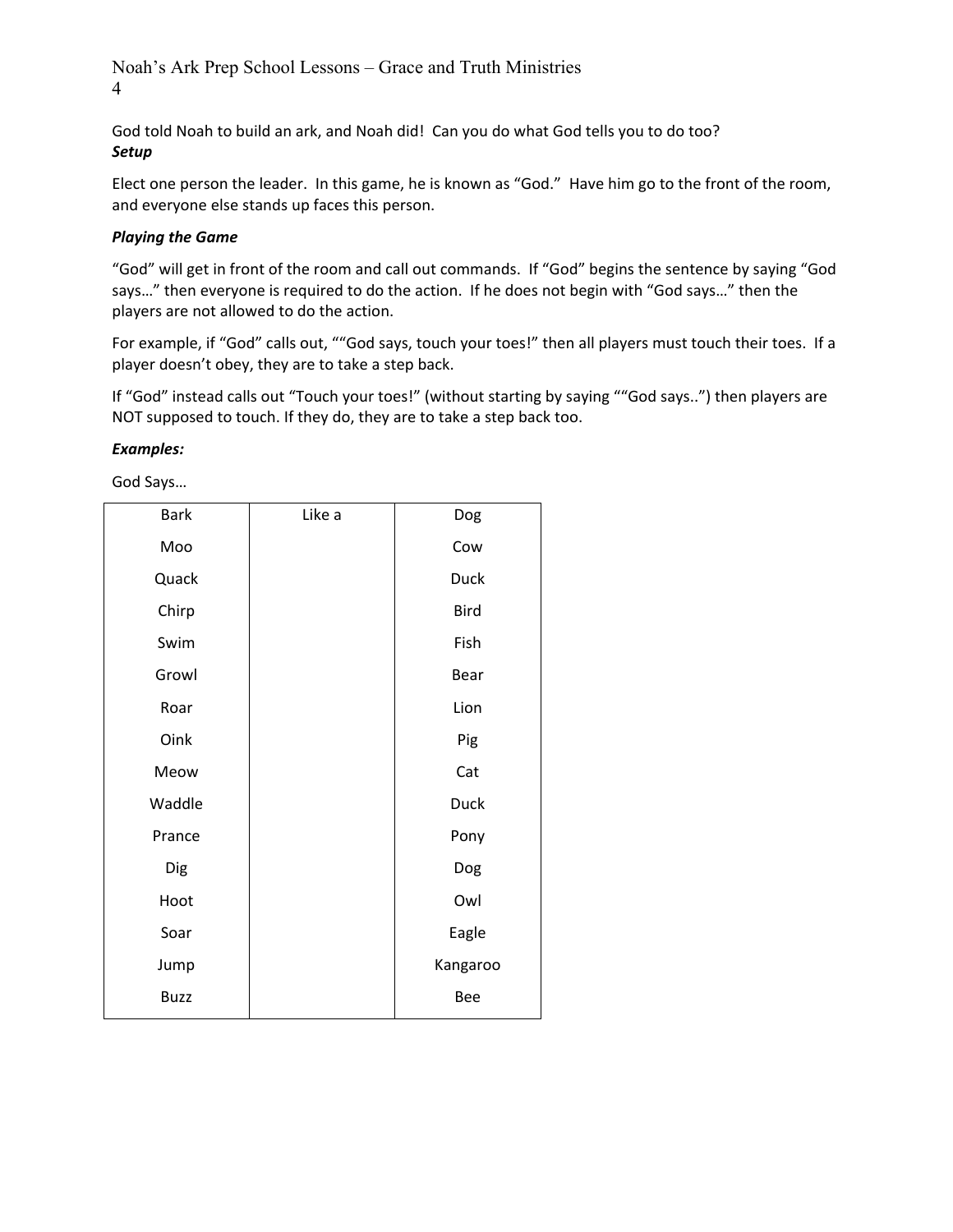God told Noah to build an ark, and Noah did! Can you do what God tells you to do too?

***Setup***

Elect one person the leader. In this game, he is known as "God." Have him go to the front of the room, and everyone else stands up faces this person.

***Playing the Game***

"God" will get in front of the room and call out commands. If "God" begins the sentence by saying "God says…" then everyone is required to do the action. If he does not begin with "God says…" then the players are not allowed to do the action.

For example, if "God" calls out, ""God says, touch your toes!" then all players must touch their toes. If a player doesn't obey, they are to take a step back.

If "God" instead calls out "Touch your toes!" (without starting by saying ""God says..") then players are NOT supposed to touch. If they do, they are to take a step back too.

***Examples:***

God Says…

| Bark | Like a | Dog |
|---|---|---|
| Moo | | Cow |
| Quack | | Duck |
| Chirp | | Bird |
| Swim | | Fish |
| Growl | | Bear |
| Roar | | Lion |
| Oink | | Pig |
| Meow | | Cat |
| Waddle | | Duck |
| Prance | | Pony |
| Dig | | Dog |
| Hoot | | Owl |
| Soar | | Eagle |
| Jump | | Kangaroo |
| Buzz | | Bee |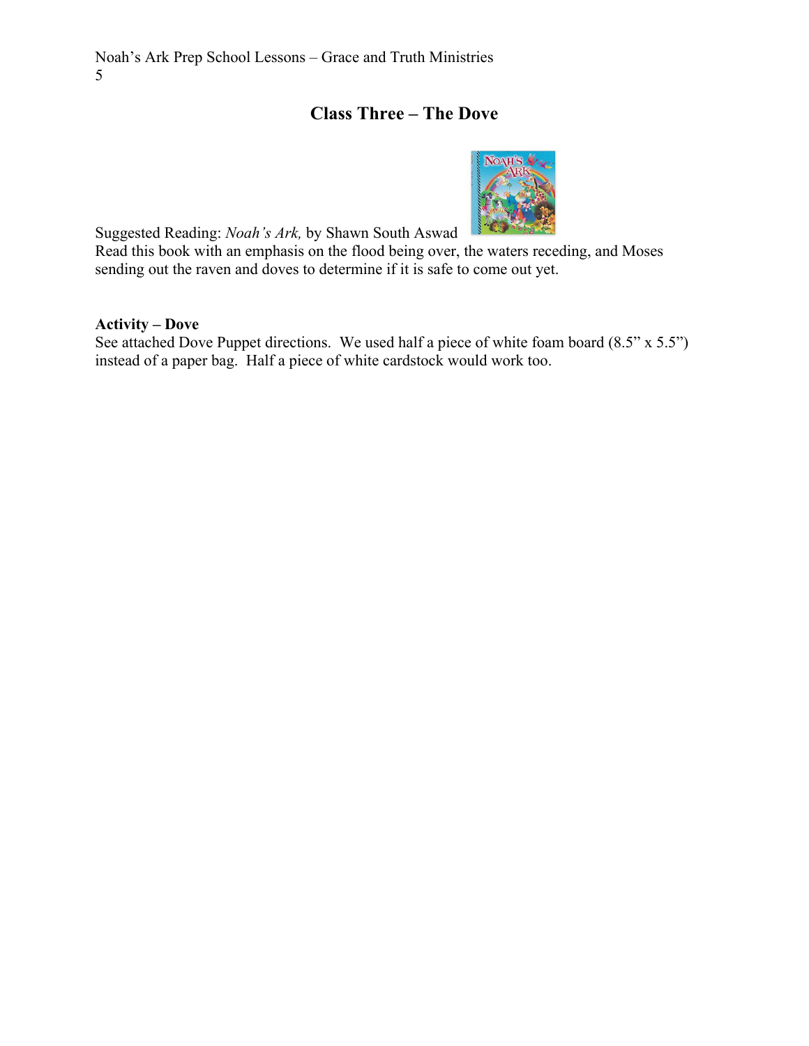## Class Three – The Dove

Suggested Reading: *Noah's Ark,* by Shawn South Aswad
Read this book with an emphasis on the flood being over, the waters receding, and Moses sending out the raven and doves to determine if it is safe to come out yet.

**Activity – Dove**
See attached Dove Puppet directions. We used half a piece of white foam board (8.5" x 5.5") instead of a paper bag. Half a piece of white cardstock would work too.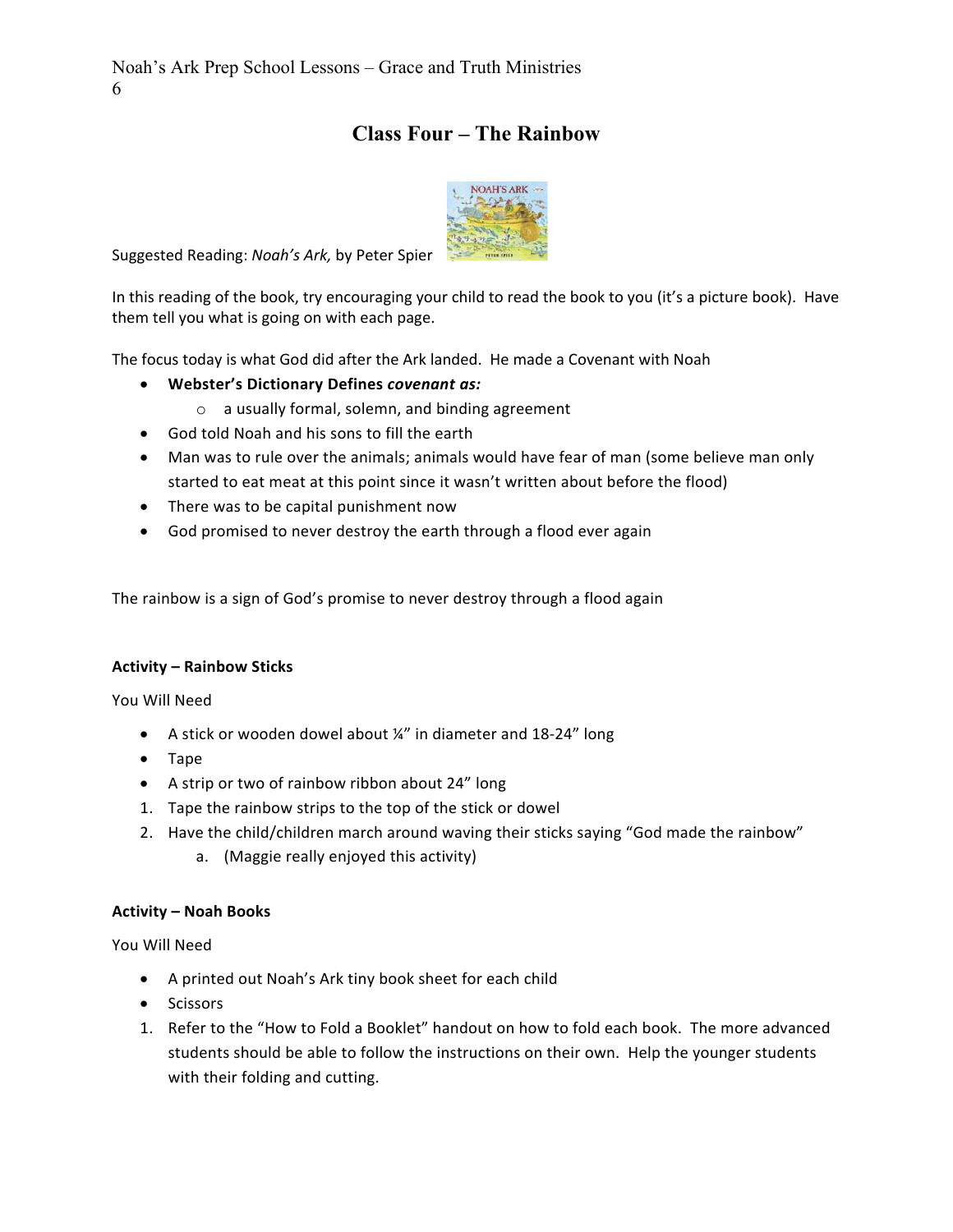# Class Four – The Rainbow

Suggested Reading: *Noah's Ark,* by Peter Spier

In this reading of the book, try encouraging your child to read the book to you (it's a picture book). Have them tell you what is going on with each page.

The focus today is what God did after the Ark landed. He made a Covenant with Noah

- **Webster's Dictionary Defines *covenant* as:**
  - a usually formal, solemn, and binding agreement
- God told Noah and his sons to fill the earth
- Man was to rule over the animals; animals would have fear of man (some believe man only started to eat meat at this point since it wasn't written about before the flood)
- There was to be capital punishment now
- God promised to never destroy the earth through a flood ever again

The rainbow is a sign of God's promise to never destroy through a flood again

**Activity – Rainbow Sticks**

You Will Need

- A stick or wooden dowel about ¼" in diameter and 18-24" long
- Tape
- A strip or two of rainbow ribbon about 24" long

1. Tape the rainbow strips to the top of the stick or dowel
2. Have the child/children march around waving their sticks saying "God made the rainbow"
   a. (Maggie really enjoyed this activity)

**Activity – Noah Books**

You Will Need

- A printed out Noah's Ark tiny book sheet for each child
- Scissors

1. Refer to the "How to Fold a Booklet" handout on how to fold each book. The more advanced students should be able to follow the instructions on their own. Help the younger students with their folding and cutting.